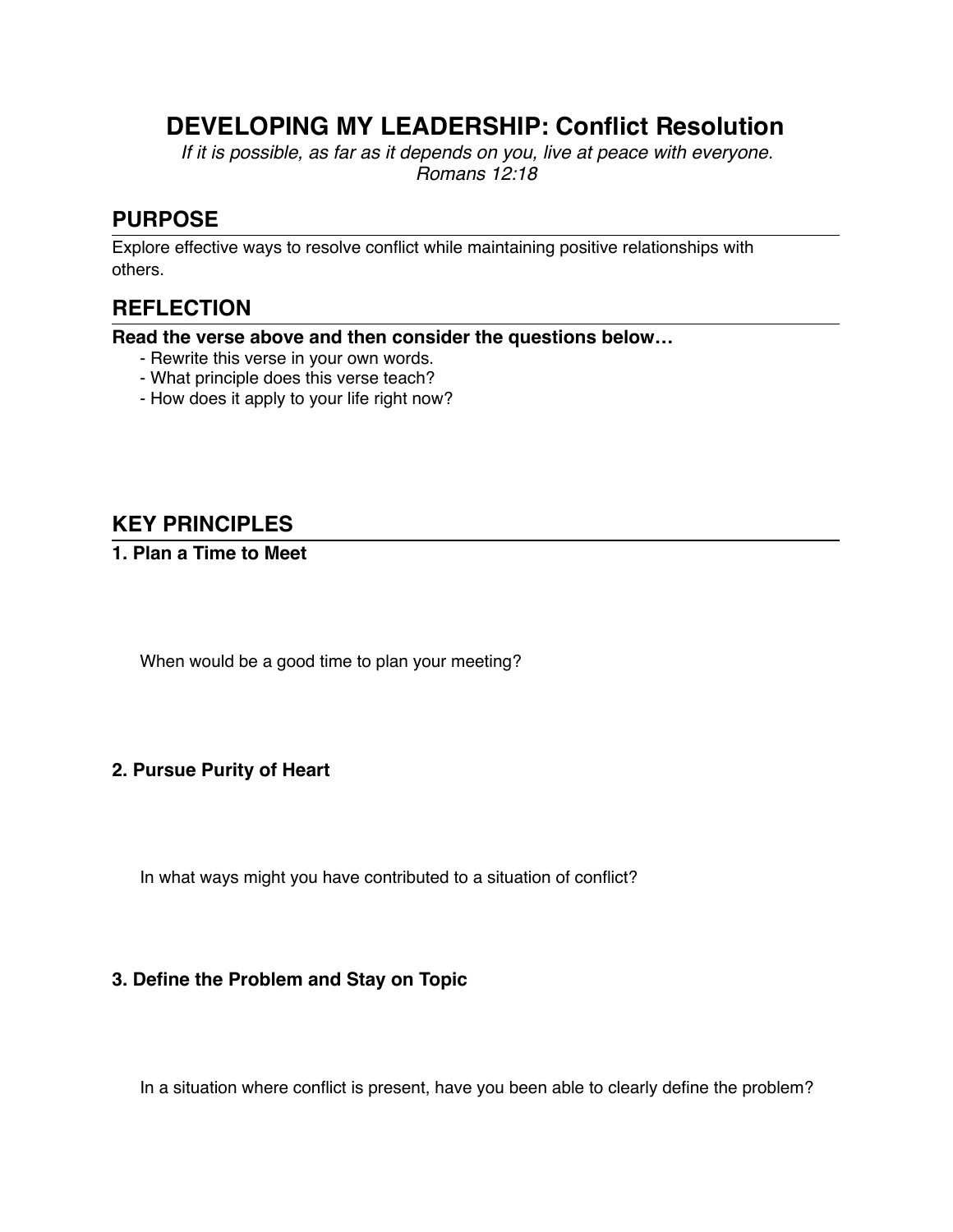# DEVELOPING MY LEADERSHIP: Conflict Resolution

*If it is possible, as far as it depends on you, live at peace with everyone.*
*Romans 12:18*

## PURPOSE

Explore effective ways to resolve conflict while maintaining positive relationships with others.

## REFLECTION

**Read the verse above and then consider the questions below…**

- Rewrite this verse in your own words.
- What principle does this verse teach?
- How does it apply to your life right now?

## KEY PRINCIPLES

### 1. Plan a Time to Meet

When would be a good time to plan your meeting?

### 2. Pursue Purity of Heart

In what ways might you have contributed to a situation of conflict?

### 3. Define the Problem and Stay on Topic

In a situation where conflict is present, have you been able to clearly define the problem?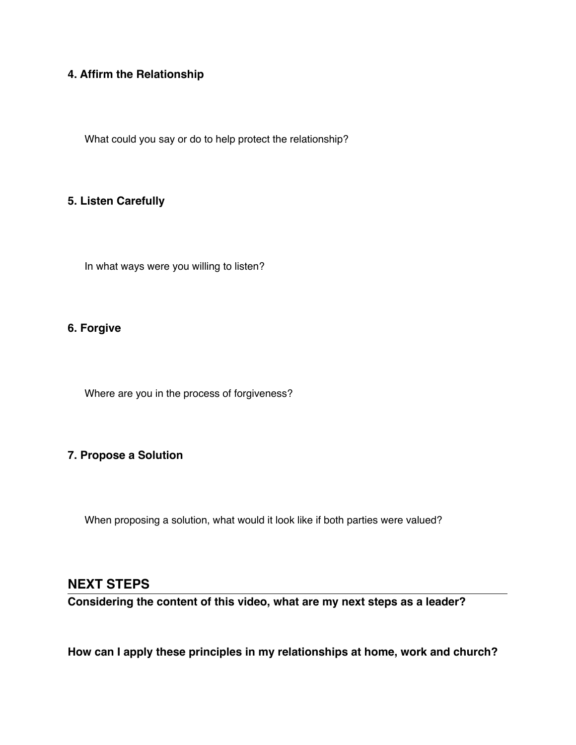**4. Affirm the Relationship**

What could you say or do to help protect the relationship?

**5. Listen Carefully**

In what ways were you willing to listen?

**6. Forgive**

Where are you in the process of forgiveness?

**7. Propose a Solution**

When proposing a solution, what would it look like if both parties were valued?

## NEXT STEPS

**Considering the content of this video, what are my next steps as a leader?**

**How can I apply these principles in my relationships at home, work and church?**